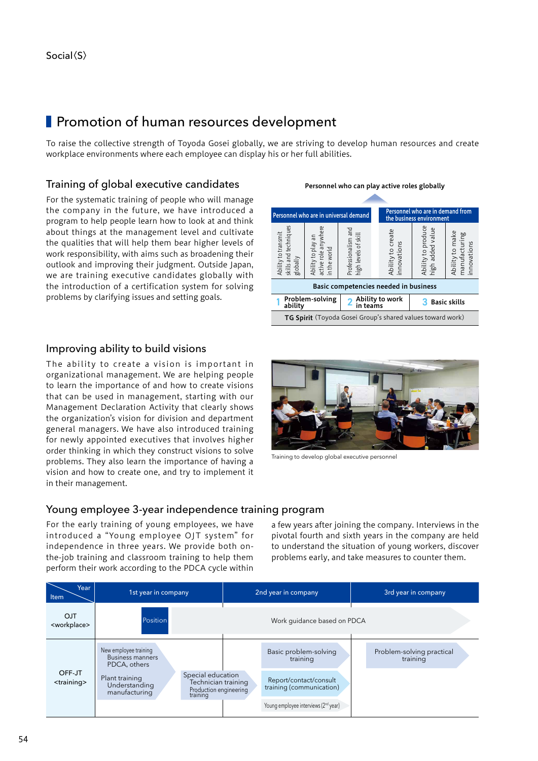Social〈S〉

## Promotion of human resources development

To raise the collective strength of Toyoda Gosei globally, we are striving to develop human resources and create workplace environments where each employee can display his or her full abilities.

### Training of global executive candidates

For the systematic training of people who will manage the company in the future, we have introduced a program to help people learn how to look at and think about things at the management level and cultivate the qualities that will help them bear higher levels of work responsibility, with aims such as broadening their outlook and improving their judgment. Outside Japan, we are training executive candidates globally with the introduction of a certification system for solving problems by clarifying issues and setting goals.

**Personnel who can play active roles globally**

| Personnel who are in universal demand | | | Personnel who are in demand from the business environment | | |
|---|---|---|---|---|---|
| Ability to transmit skills and techniques globally | Ability to play an active role anywhere in the world | Professionalism and high levels of skill | Ability to create innovations | Ability to produce high added value | Ability to make manufacturing innovations |

**Basic competencies needed in business**

1 Problem-solving ability | 2 Ability to work in teams | 3 Basic skills

**TG Spirit** (Toyoda Gosei Group's shared values toward work)

### Improving ability to build visions

The ability to create a vision is important in organizational management. We are helping people to learn the importance of and how to create visions that can be used in management, starting with our Management Declaration Activity that clearly shows the organization's vision for division and department general managers. We have also introduced training for newly appointed executives that involves higher order thinking in which they construct visions to solve problems. They also learn the importance of having a vision and how to create one, and try to implement it in their management.

Training to develop global executive personnel

### Young employee 3-year independence training program

For the early training of young employees, we have introduced a "Young employee OJT system" for independence in three years. We provide both on-the-job training and classroom training to help them perform their work according to the PDCA cycle within a few years after joining the company. Interviews in the pivotal fourth and sixth years in the company are held to understand the situation of young workers, discover problems early, and take measures to counter them.

| Item \ Year | 1st year in company | 2nd year in company | 3rd year in company |
|---|---|---|---|
| OJT <workplace> | Position → Work guidance based on PDCA | Work guidance based on PDCA | Work guidance based on PDCA |
| OFF-JT <training> | New employee training: Business manners, PDCA, others; Plant training: Understanding manufacturing; Special education: Technician training, Production engineering training | Basic problem-solving training; Report/contact/consult training (communication); Young employee interviews (2nd year) | Problem-solving practical training |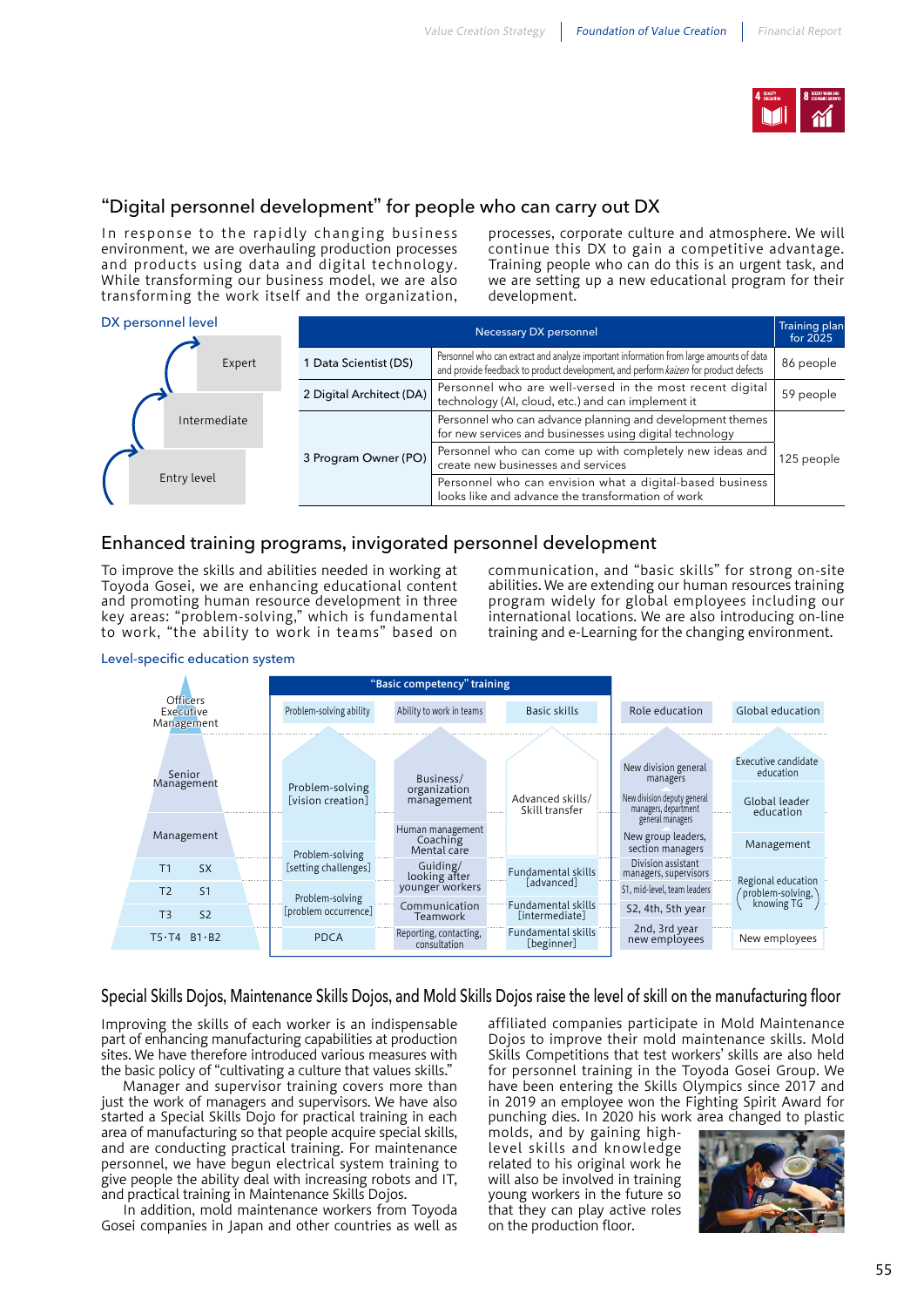## "Digital personnel development" for people who can carry out DX

In response to the rapidly changing business environment, we are overhauling production processes and products using data and digital technology. While transforming our business model, we are also transforming the work itself and the organization, processes, corporate culture and atmosphere. We will continue this DX to gain a competitive advantage. Training people who can do this is an urgent task, and we are setting up a new educational program for their development.

DX personnel level

Expert

Intermediate

Entry level

| Necessary DX personnel | | Training plan for 2025 |
|---|---|---|
| 1 Data Scientist (DS) | Personnel who can extract and analyze important information from large amounts of data and provide feedback to product development, and perform *kaizen* for product defects | 86 people |
| 2 Digital Architect (DA) | Personnel who are well-versed in the most recent digital technology (AI, cloud, etc.) and can implement it | 59 people |
| 3 Program Owner (PO) | Personnel who can advance planning and development themes for new services and businesses using digital technology | 125 people |
| | Personnel who can come up with completely new ideas and create new businesses and services | |
| | Personnel who can envision what a digital-based business looks like and advance the transformation of work | |

## Enhanced training programs, invigorated personnel development

To improve the skills and abilities needed in working at Toyoda Gosei, we are enhancing educational content and promoting human resource development in three key areas: "problem-solving," which is fundamental to work, "the ability to work in teams" based on communication, and "basic skills" for strong on-site abilities. We are extending our human resources training program widely for global employees including our international locations. We are also introducing on-line training and e-Learning for the changing environment.

Level-specific education system

"Basic competency" training

Problem-solving ability | Ability to work in teams | Basic skills | Role education | Global education

Officers / Executive / Management

Senior Management: Problem-solving [vision creation]; Business/ organization management; Advanced skills/ Skill transfer; New division general managers; New division deputy general managers, department general managers; Executive candidate education; Global leader education

Management: Problem-solving [setting challenges]; Human management Coaching Mental care; New group leaders, section managers; Management

T1 SX: Guiding/ looking after younger workers; Fundamental skills [advanced]; Division assistant managers, supervisors

T2 S1: Problem-solving [problem occurrence]; S1, mid-level, team leaders; Regional education (problem-solving, knowing TG)

T3 S2: Communication Teamwork; Fundamental skills [intermediate]; S2, 4th, 5th year

T5·T4 B1·B2: PDCA; Reporting, contacting, consultation; Fundamental skills [beginner]; 2nd, 3rd year new employees; New employees

## Special Skills Dojos, Maintenance Skills Dojos, and Mold Skills Dojos raise the level of skill on the manufacturing floor

Improving the skills of each worker is an indispensable part of enhancing manufacturing capabilities at production sites. We have therefore introduced various measures with the basic policy of "cultivating a culture that values skills."

Manager and supervisor training covers more than just the work of managers and supervisors. We have also started a Special Skills Dojo for practical training in each area of manufacturing so that people acquire special skills, and are conducting practical training. For maintenance personnel, we have begun electrical system training to give people the ability deal with increasing robots and IT, and practical training in Maintenance Skills Dojos.

In addition, mold maintenance workers from Toyoda Gosei companies in Japan and other countries as well as affiliated companies participate in Mold Maintenance Dojos to improve their mold maintenance skills. Mold Skills Competitions that test workers' skills are also held for personnel training in the Toyoda Gosei Group. We have been entering the Skills Olympics since 2017 and in 2019 an employee won the Fighting Spirit Award for punching dies. In 2020 his work area changed to plastic molds, and by gaining high-level skills and knowledge related to his original work he will also be involved in training young workers in the future so that they can play active roles on the production floor.